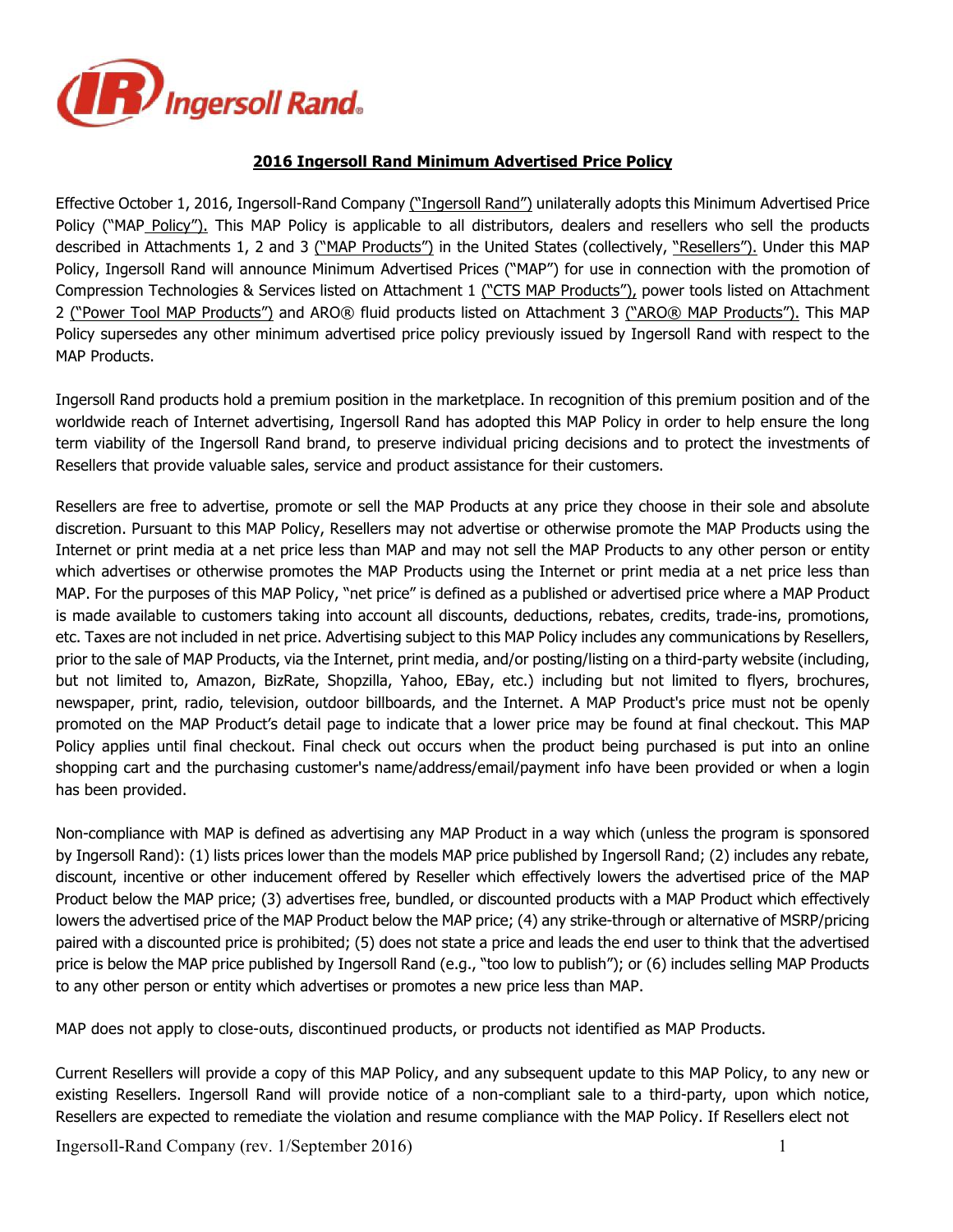# 2016 Ingersoll Rand Minimum Advertised Price Policy

Effective October 1, 2016, Ingersoll-Rand Company ("Ingersoll Rand") unilaterally adopts this Minimum Advertised Price Policy ("MAP Policy"). This MAP Policy is applicable to all distributors, dealers and resellers who sell the products described in Attachments 1, 2 and 3 ("MAP Products") in the United States (collectively, "Resellers"). Under this MAP Policy, Ingersoll Rand will announce Minimum Advertised Prices ("MAP") for use in connection with the promotion of Compression Technologies & Services listed on Attachment 1 ("CTS MAP Products"), power tools listed on Attachment 2 ("Power Tool MAP Products") and ARO® fluid products listed on Attachment 3 ("ARO® MAP Products"). This MAP Policy supersedes any other minimum advertised price policy previously issued by Ingersoll Rand with respect to the MAP Products.

Ingersoll Rand products hold a premium position in the marketplace. In recognition of this premium position and of the worldwide reach of Internet advertising, Ingersoll Rand has adopted this MAP Policy in order to help ensure the long term viability of the Ingersoll Rand brand, to preserve individual pricing decisions and to protect the investments of Resellers that provide valuable sales, service and product assistance for their customers.

Resellers are free to advertise, promote or sell the MAP Products at any price they choose in their sole and absolute discretion. Pursuant to this MAP Policy, Resellers may not advertise or otherwise promote the MAP Products using the Internet or print media at a net price less than MAP and may not sell the MAP Products to any other person or entity which advertises or otherwise promotes the MAP Products using the Internet or print media at a net price less than MAP. For the purposes of this MAP Policy, "net price" is defined as a published or advertised price where a MAP Product is made available to customers taking into account all discounts, deductions, rebates, credits, trade-ins, promotions, etc. Taxes are not included in net price. Advertising subject to this MAP Policy includes any communications by Resellers, prior to the sale of MAP Products, via the Internet, print media, and/or posting/listing on a third-party website (including, but not limited to, Amazon, BizRate, Shopzilla, Yahoo, EBay, etc.) including but not limited to flyers, brochures, newspaper, print, radio, television, outdoor billboards, and the Internet. A MAP Product's price must not be openly promoted on the MAP Product's detail page to indicate that a lower price may be found at final checkout. This MAP Policy applies until final checkout. Final check out occurs when the product being purchased is put into an online shopping cart and the purchasing customer's name/address/email/payment info have been provided or when a login has been provided.

Non-compliance with MAP is defined as advertising any MAP Product in a way which (unless the program is sponsored by Ingersoll Rand): (1) lists prices lower than the models MAP price published by Ingersoll Rand; (2) includes any rebate, discount, incentive or other inducement offered by Reseller which effectively lowers the advertised price of the MAP Product below the MAP price; (3) advertises free, bundled, or discounted products with a MAP Product which effectively lowers the advertised price of the MAP Product below the MAP price; (4) any strike-through or alternative of MSRP/pricing paired with a discounted price is prohibited; (5) does not state a price and leads the end user to think that the advertised price is below the MAP price published by Ingersoll Rand (e.g., "too low to publish"); or (6) includes selling MAP Products to any other person or entity which advertises or promotes a new price less than MAP.

MAP does not apply to close-outs, discontinued products, or products not identified as MAP Products.

Current Resellers will provide a copy of this MAP Policy, and any subsequent update to this MAP Policy, to any new or existing Resellers. Ingersoll Rand will provide notice of a non-compliant sale to a third-party, upon which notice, Resellers are expected to remediate the violation and resume compliance with the MAP Policy. If Resellers elect not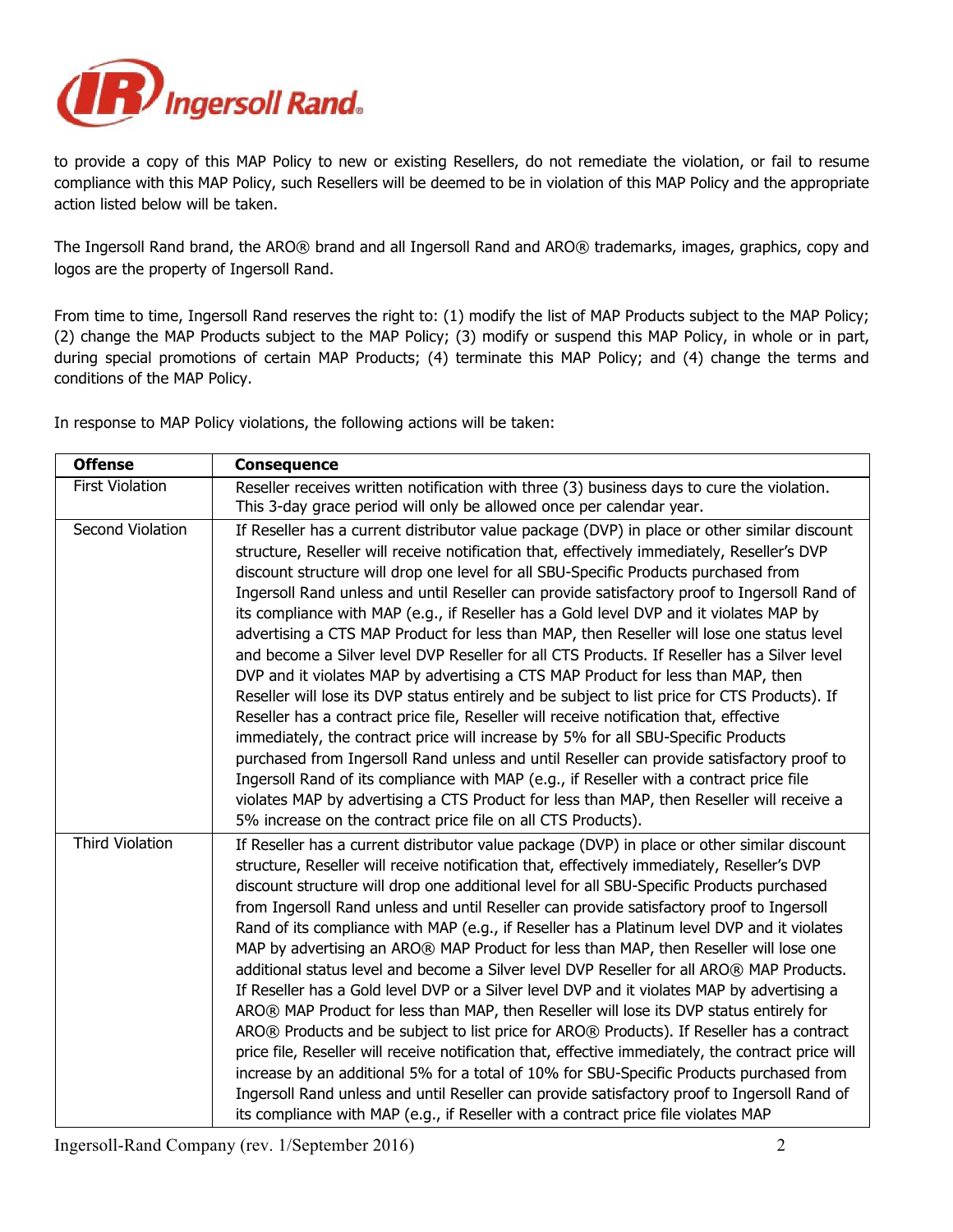to provide a copy of this MAP Policy to new or existing Resellers, do not remediate the violation, or fail to resume compliance with this MAP Policy, such Resellers will be deemed to be in violation of this MAP Policy and the appropriate action listed below will be taken.

The Ingersoll Rand brand, the ARO® brand and all Ingersoll Rand and ARO® trademarks, images, graphics, copy and logos are the property of Ingersoll Rand.

From time to time, Ingersoll Rand reserves the right to: (1) modify the list of MAP Products subject to the MAP Policy; (2) change the MAP Products subject to the MAP Policy; (3) modify or suspend this MAP Policy, in whole or in part, during special promotions of certain MAP Products; (4) terminate this MAP Policy; and (4) change the terms and conditions of the MAP Policy.

In response to MAP Policy violations, the following actions will be taken:

| Offense | Consequence |
|---|---|
| First Violation | Reseller receives written notification with three (3) business days to cure the violation. This 3-day grace period will only be allowed once per calendar year. |
| Second Violation | If Reseller has a current distributor value package (DVP) in place or other similar discount structure, Reseller will receive notification that, effectively immediately, Reseller's DVP discount structure will drop one level for all SBU-Specific Products purchased from Ingersoll Rand unless and until Reseller can provide satisfactory proof to Ingersoll Rand of its compliance with MAP (e.g., if Reseller has a Gold level DVP and it violates MAP by advertising a CTS MAP Product for less than MAP, then Reseller will lose one status level and become a Silver level DVP Reseller for all CTS Products. If Reseller has a Silver level DVP and it violates MAP by advertising a CTS MAP Product for less than MAP, then Reseller will lose its DVP status entirely and be subject to list price for CTS Products). If Reseller has a contract price file, Reseller will receive notification that, effective immediately, the contract price will increase by 5% for all SBU-Specific Products purchased from Ingersoll Rand unless and until Reseller can provide satisfactory proof to Ingersoll Rand of its compliance with MAP (e.g., if Reseller with a contract price file violates MAP by advertising a CTS Product for less than MAP, then Reseller will receive a 5% increase on the contract price file on all CTS Products). |
| Third Violation | If Reseller has a current distributor value package (DVP) in place or other similar discount structure, Reseller will receive notification that, effectively immediately, Reseller's DVP discount structure will drop one additional level for all SBU-Specific Products purchased from Ingersoll Rand unless and until Reseller can provide satisfactory proof to Ingersoll Rand of its compliance with MAP (e.g., if Reseller has a Platinum level DVP and it violates MAP by advertising an ARO® MAP Product for less than MAP, then Reseller will lose one additional status level and become a Silver level DVP Reseller for all ARO® MAP Products. If Reseller has a Gold level DVP or a Silver level DVP and it violates MAP by advertising a ARO® MAP Product for less than MAP, then Reseller will lose its DVP status entirely for ARO® Products and be subject to list price for ARO® Products). If Reseller has a contract price file, Reseller will receive notification that, effective immediately, the contract price will increase by an additional 5% for a total of 10% for SBU-Specific Products purchased from Ingersoll Rand unless and until Reseller can provide satisfactory proof to Ingersoll Rand of its compliance with MAP (e.g., if Reseller with a contract price file violates MAP |

Ingersoll-Rand Company (rev. 1/September 2016)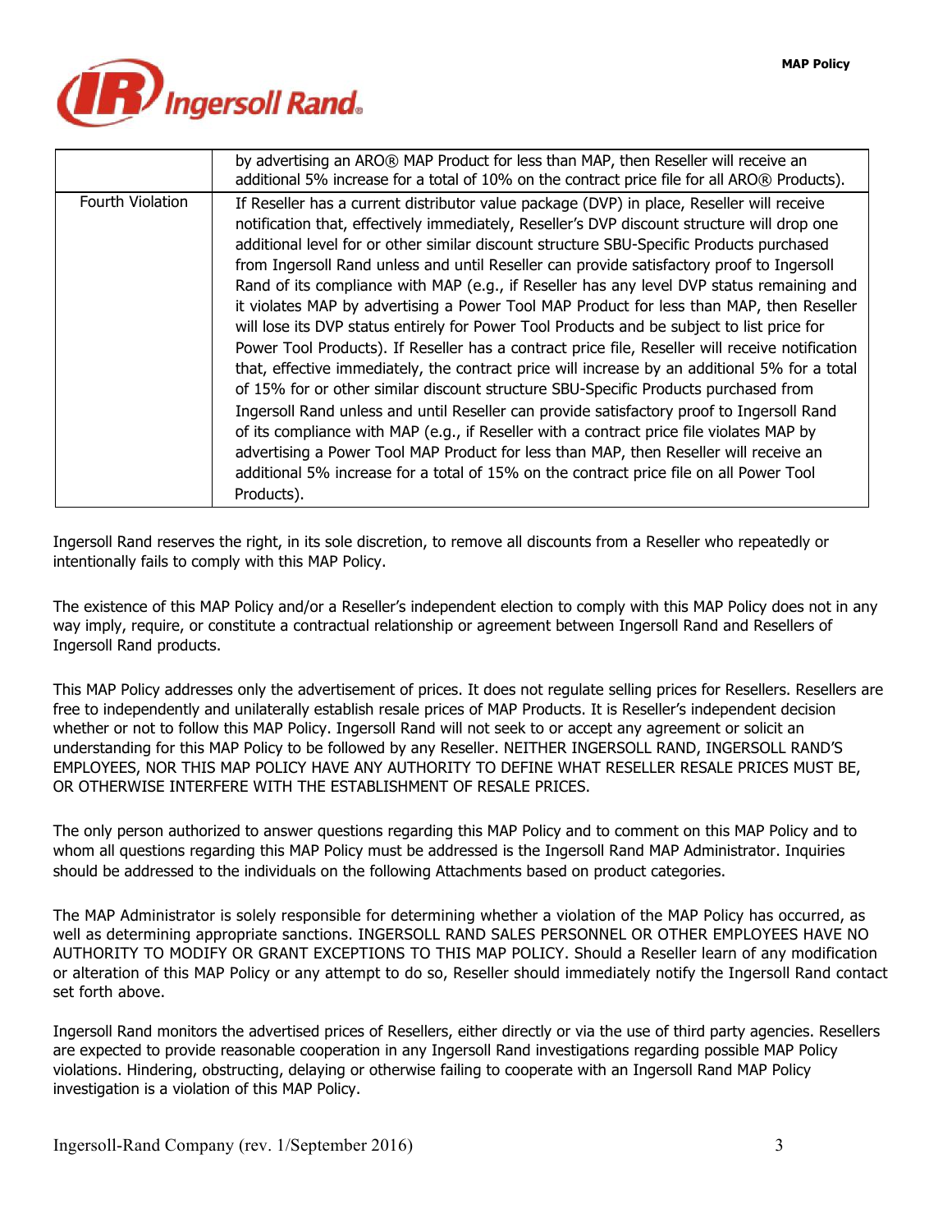| | |
|---|---|
| | by advertising an ARO® MAP Product for less than MAP, then Reseller will receive an additional 5% increase for a total of 10% on the contract price file for all ARO® Products). |
| Fourth Violation | If Reseller has a current distributor value package (DVP) in place, Reseller will receive notification that, effectively immediately, Reseller's DVP discount structure will drop one additional level for or other similar discount structure SBU-Specific Products purchased from Ingersoll Rand unless and until Reseller can provide satisfactory proof to Ingersoll Rand of its compliance with MAP (e.g., if Reseller has any level DVP status remaining and it violates MAP by advertising a Power Tool MAP Product for less than MAP, then Reseller will lose its DVP status entirely for Power Tool Products and be subject to list price for Power Tool Products). If Reseller has a contract price file, Reseller will receive notification that, effective immediately, the contract price will increase by an additional 5% for a total of 15% for or other similar discount structure SBU-Specific Products purchased from Ingersoll Rand unless and until Reseller can provide satisfactory proof to Ingersoll Rand of its compliance with MAP (e.g., if Reseller with a contract price file violates MAP by advertising a Power Tool MAP Product for less than MAP, then Reseller will receive an additional 5% increase for a total of 15% on the contract price file on all Power Tool Products). |

Ingersoll Rand reserves the right, in its sole discretion, to remove all discounts from a Reseller who repeatedly or intentionally fails to comply with this MAP Policy.

The existence of this MAP Policy and/or a Reseller's independent election to comply with this MAP Policy does not in any way imply, require, or constitute a contractual relationship or agreement between Ingersoll Rand and Resellers of Ingersoll Rand products.

This MAP Policy addresses only the advertisement of prices. It does not regulate selling prices for Resellers. Resellers are free to independently and unilaterally establish resale prices of MAP Products. It is Reseller's independent decision whether or not to follow this MAP Policy. Ingersoll Rand will not seek to or accept any agreement or solicit an understanding for this MAP Policy to be followed by any Reseller. NEITHER INGERSOLL RAND, INGERSOLL RAND'S EMPLOYEES, NOR THIS MAP POLICY HAVE ANY AUTHORITY TO DEFINE WHAT RESELLER RESALE PRICES MUST BE, OR OTHERWISE INTERFERE WITH THE ESTABLISHMENT OF RESALE PRICES.

The only person authorized to answer questions regarding this MAP Policy and to comment on this MAP Policy and to whom all questions regarding this MAP Policy must be addressed is the Ingersoll Rand MAP Administrator. Inquiries should be addressed to the individuals on the following Attachments based on product categories.

The MAP Administrator is solely responsible for determining whether a violation of the MAP Policy has occurred, as well as determining appropriate sanctions. INGERSOLL RAND SALES PERSONNEL OR OTHER EMPLOYEES HAVE NO AUTHORITY TO MODIFY OR GRANT EXCEPTIONS TO THIS MAP POLICY. Should a Reseller learn of any modification or alteration of this MAP Policy or any attempt to do so, Reseller should immediately notify the Ingersoll Rand contact set forth above.

Ingersoll Rand monitors the advertised prices of Resellers, either directly or via the use of third party agencies. Resellers are expected to provide reasonable cooperation in any Ingersoll Rand investigations regarding possible MAP Policy violations. Hindering, obstructing, delaying or otherwise failing to cooperate with an Ingersoll Rand MAP Policy investigation is a violation of this MAP Policy.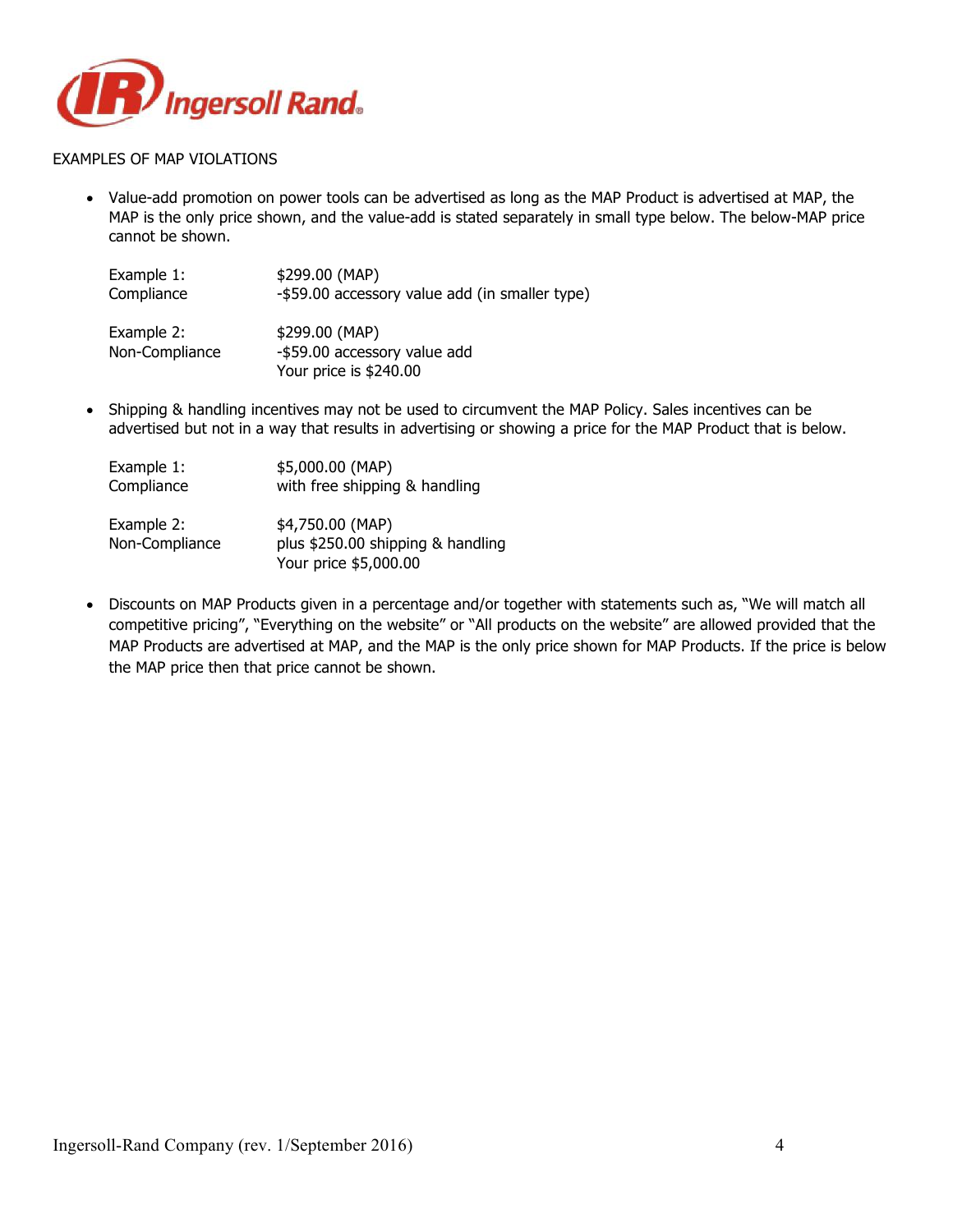EXAMPLES OF MAP VIOLATIONS

- Value-add promotion on power tools can be advertised as long as the MAP Product is advertised at MAP, the MAP is the only price shown, and the value-add is stated separately in small type below. The below-MAP price cannot be shown.

| | |
|---|---|
| Example 1: Compliance | $299.00 (MAP)<br>-$59.00 accessory value add (in smaller type) |
| Example 2: Non-Compliance | $299.00 (MAP)<br>-$59.00 accessory value add<br>Your price is $240.00 |

- Shipping & handling incentives may not be used to circumvent the MAP Policy. Sales incentives can be advertised but not in a way that results in advertising or showing a price for the MAP Product that is below.

| | |
|---|---|
| Example 1: Compliance | $5,000.00 (MAP)<br>with free shipping & handling |
| Example 2: Non-Compliance | $4,750.00 (MAP)<br>plus $250.00 shipping & handling<br>Your price $5,000.00 |

- Discounts on MAP Products given in a percentage and/or together with statements such as, "We will match all competitive pricing", "Everything on the website" or "All products on the website" are allowed provided that the MAP Products are advertised at MAP, and the MAP is the only price shown for MAP Products. If the price is below the MAP price then that price cannot be shown.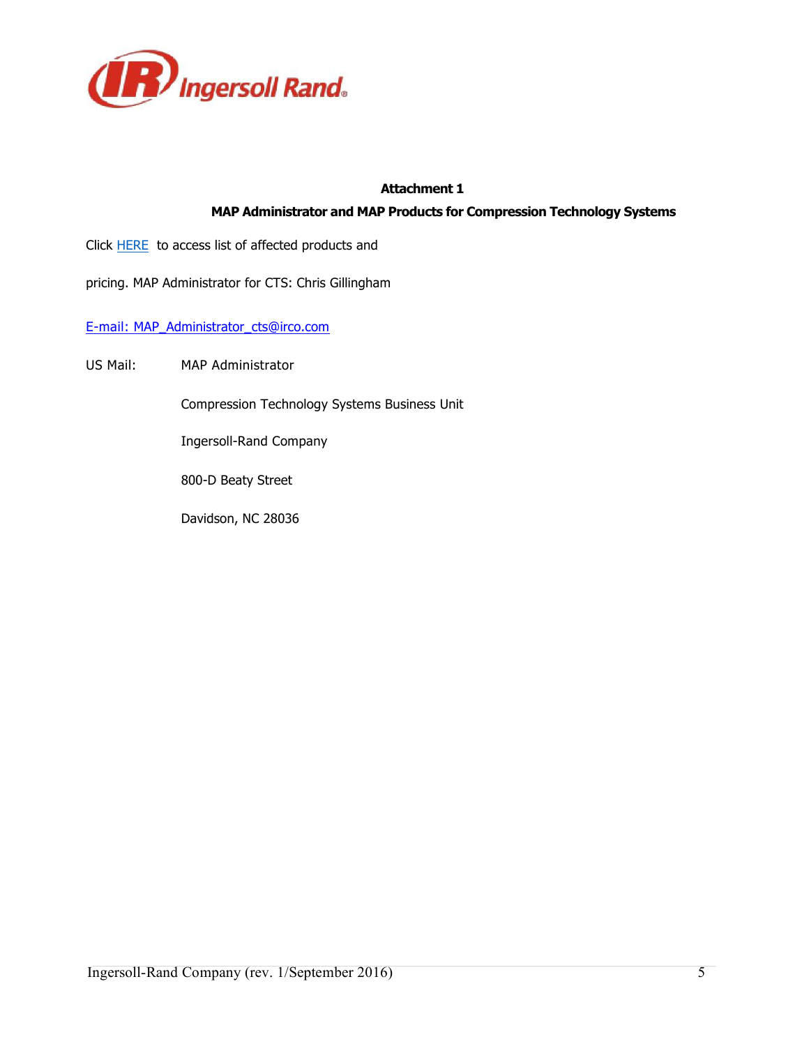**Attachment 1**

**MAP Administrator and MAP Products for Compression Technology Systems**

Click HERE to access list of affected products and

pricing. MAP Administrator for CTS: Chris Gillingham

E-mail: MAP_Administrator_cts@irco.com

US Mail: MAP Administrator

Compression Technology Systems Business Unit

Ingersoll-Rand Company

800-D Beaty Street

Davidson, NC 28036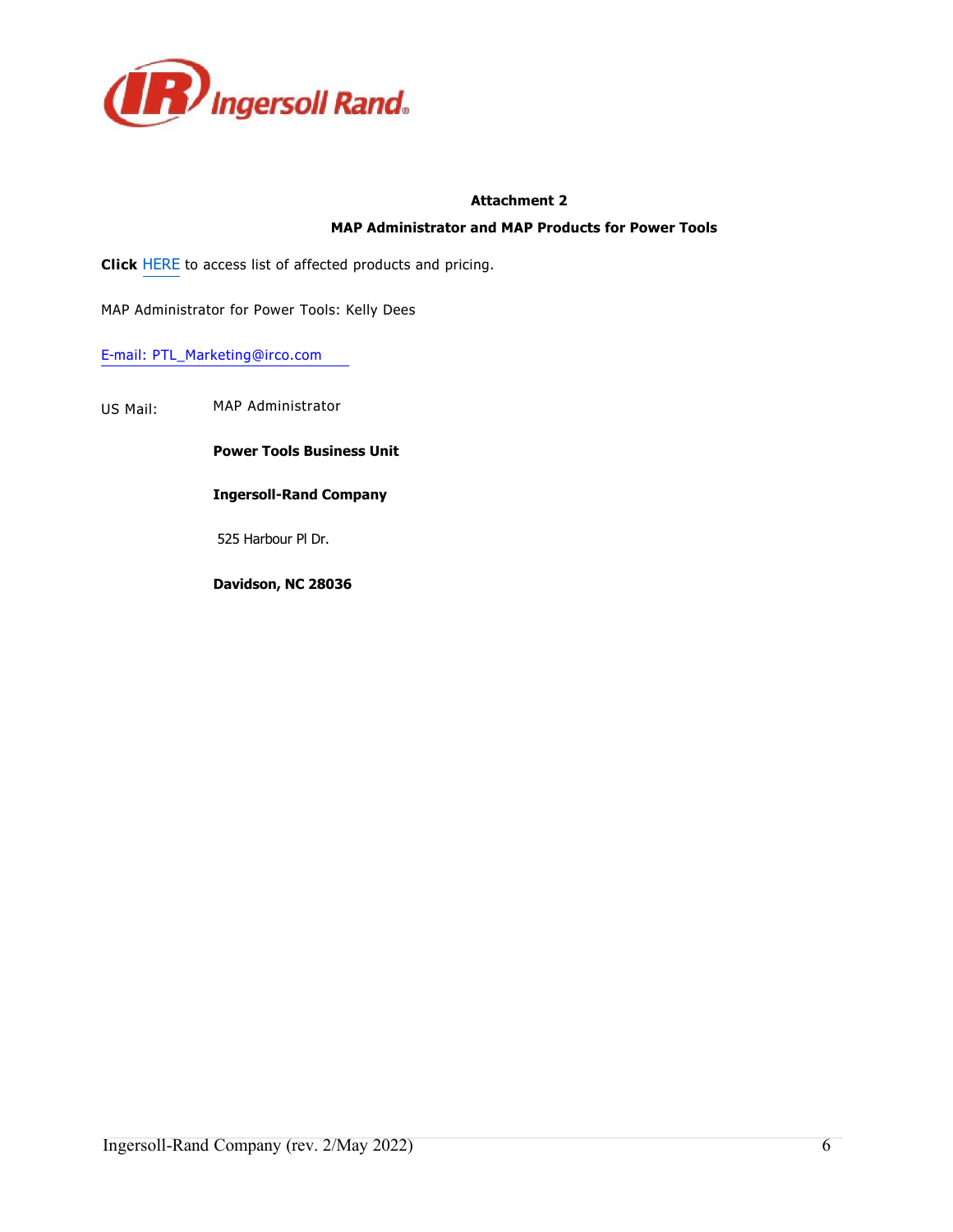**Attachment 2**

**MAP Administrator and MAP Products for Power Tools**

**Click** HERE to access list of affected products and pricing.

MAP Administrator for Power Tools: Kelly Dees

E-mail: PTL_Marketing@irco.com

US Mail: MAP Administrator

**Power Tools Business Unit**

**Ingersoll-Rand Company**

525 Harbour Pl Dr.

**Davidson, NC 28036**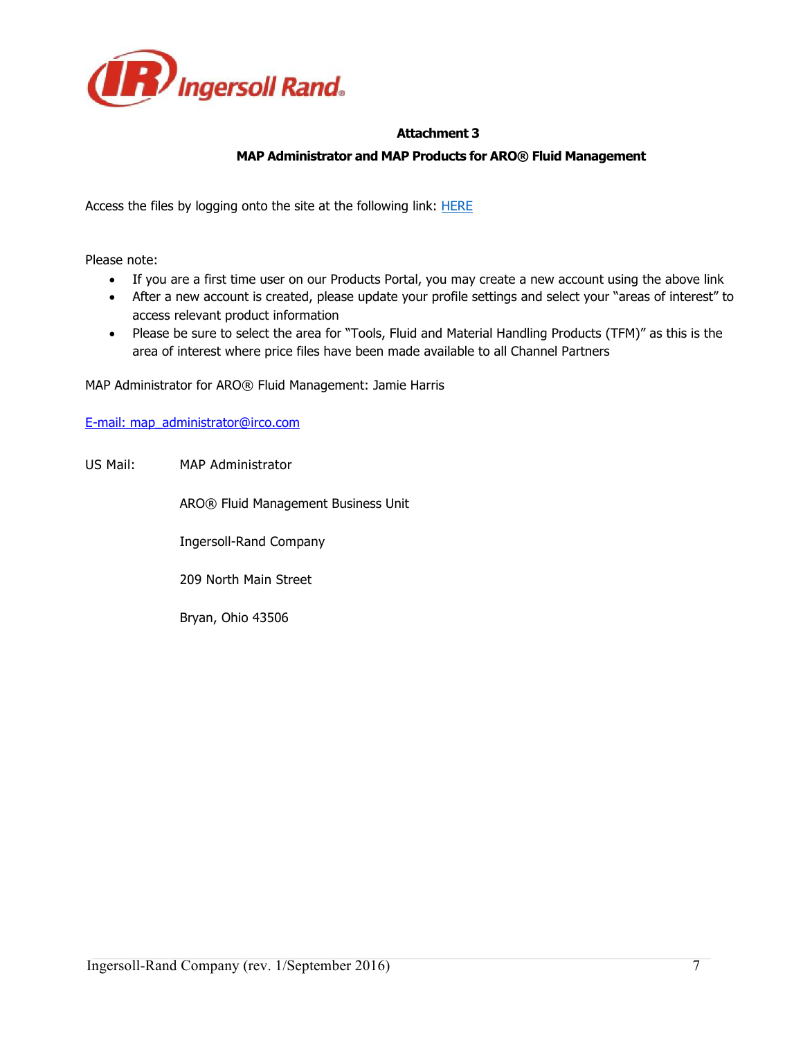## Attachment 3

## MAP Administrator and MAP Products for ARO® Fluid Management

Access the files by logging onto the site at the following link: HERE

Please note:

- If you are a first time user on our Products Portal, you may create a new account using the above link
- After a new account is created, please update your profile settings and select your "areas of interest" to access relevant product information
- Please be sure to select the area for "Tools, Fluid and Material Handling Products (TFM)" as this is the area of interest where price files have been made available to all Channel Partners

MAP Administrator for ARO® Fluid Management: Jamie Harris

E-mail: map_administrator@irco.com

US Mail: MAP Administrator

ARO® Fluid Management Business Unit

Ingersoll-Rand Company

209 North Main Street

Bryan, Ohio 43506